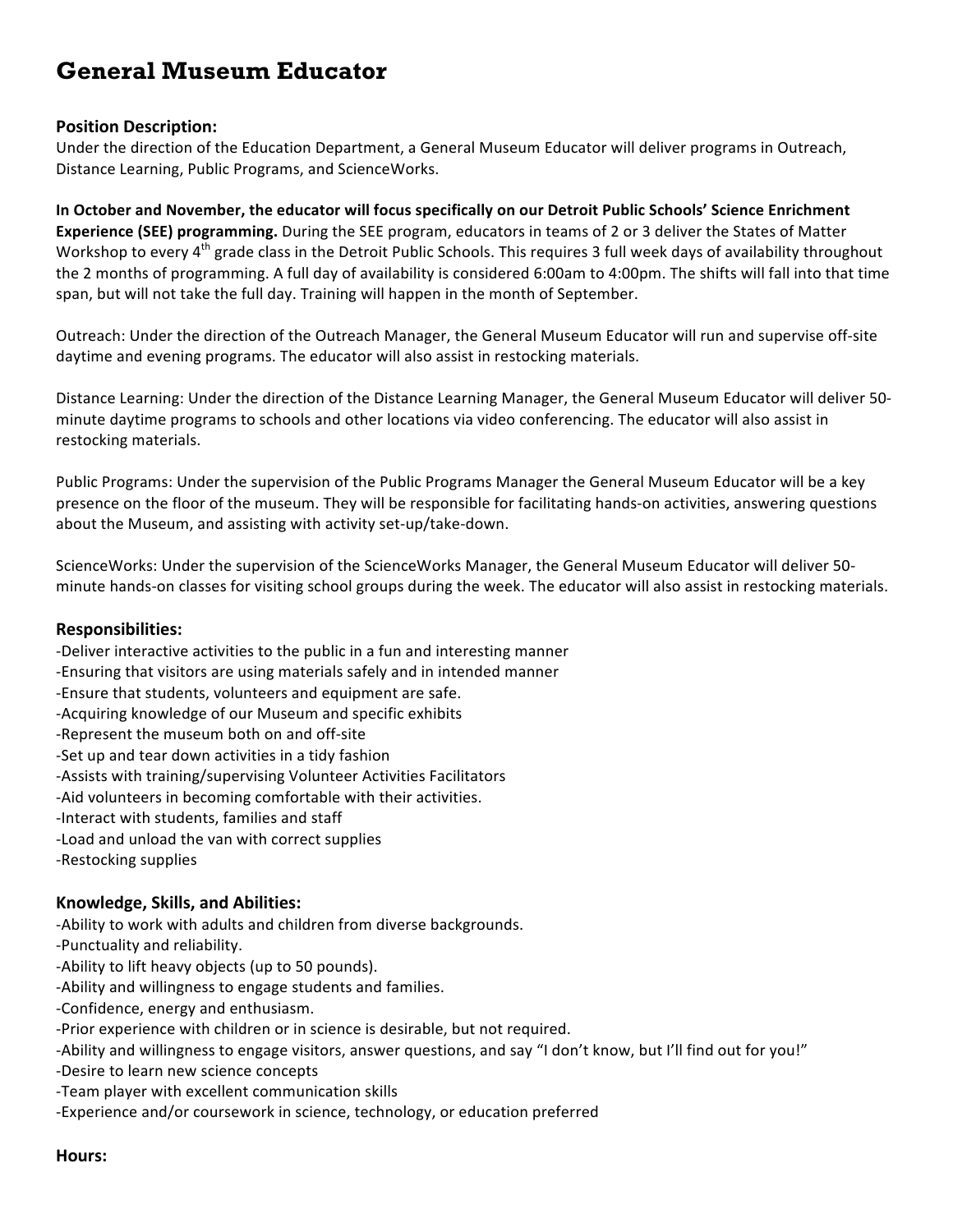# General Museum Educator

## Position Description:

Under the direction of the Education Department, a General Museum Educator will deliver programs in Outreach, Distance Learning, Public Programs, and ScienceWorks.

**In October and November, the educator will focus specifically on our Detroit Public Schools' Science Enrichment Experience (SEE) programming.** During the SEE program, educators in teams of 2 or 3 deliver the States of Matter Workshop to every 4th grade class in the Detroit Public Schools. This requires 3 full week days of availability throughout the 2 months of programming. A full day of availability is considered 6:00am to 4:00pm. The shifts will fall into that time span, but will not take the full day. Training will happen in the month of September.

Outreach: Under the direction of the Outreach Manager, the General Museum Educator will run and supervise off-site daytime and evening programs. The educator will also assist in restocking materials.

Distance Learning: Under the direction of the Distance Learning Manager, the General Museum Educator will deliver 50-minute daytime programs to schools and other locations via video conferencing. The educator will also assist in restocking materials.

Public Programs: Under the supervision of the Public Programs Manager the General Museum Educator will be a key presence on the floor of the museum. They will be responsible for facilitating hands-on activities, answering questions about the Museum, and assisting with activity set-up/take-down.

ScienceWorks: Under the supervision of the ScienceWorks Manager, the General Museum Educator will deliver 50-minute hands-on classes for visiting school groups during the week. The educator will also assist in restocking materials.

## Responsibilities:

-Deliver interactive activities to the public in a fun and interesting manner
-Ensuring that visitors are using materials safely and in intended manner
-Ensure that students, volunteers and equipment are safe.
-Acquiring knowledge of our Museum and specific exhibits
-Represent the museum both on and off-site
-Set up and tear down activities in a tidy fashion
-Assists with training/supervising Volunteer Activities Facilitators
-Aid volunteers in becoming comfortable with their activities.
-Interact with students, families and staff
-Load and unload the van with correct supplies
-Restocking supplies

## Knowledge, Skills, and Abilities:

-Ability to work with adults and children from diverse backgrounds.
-Punctuality and reliability.
-Ability to lift heavy objects (up to 50 pounds).
-Ability and willingness to engage students and families.
-Confidence, energy and enthusiasm.
-Prior experience with children or in science is desirable, but not required.
-Ability and willingness to engage visitors, answer questions, and say "I don't know, but I'll find out for you!"
-Desire to learn new science concepts
-Team player with excellent communication skills
-Experience and/or coursework in science, technology, or education preferred

## Hours: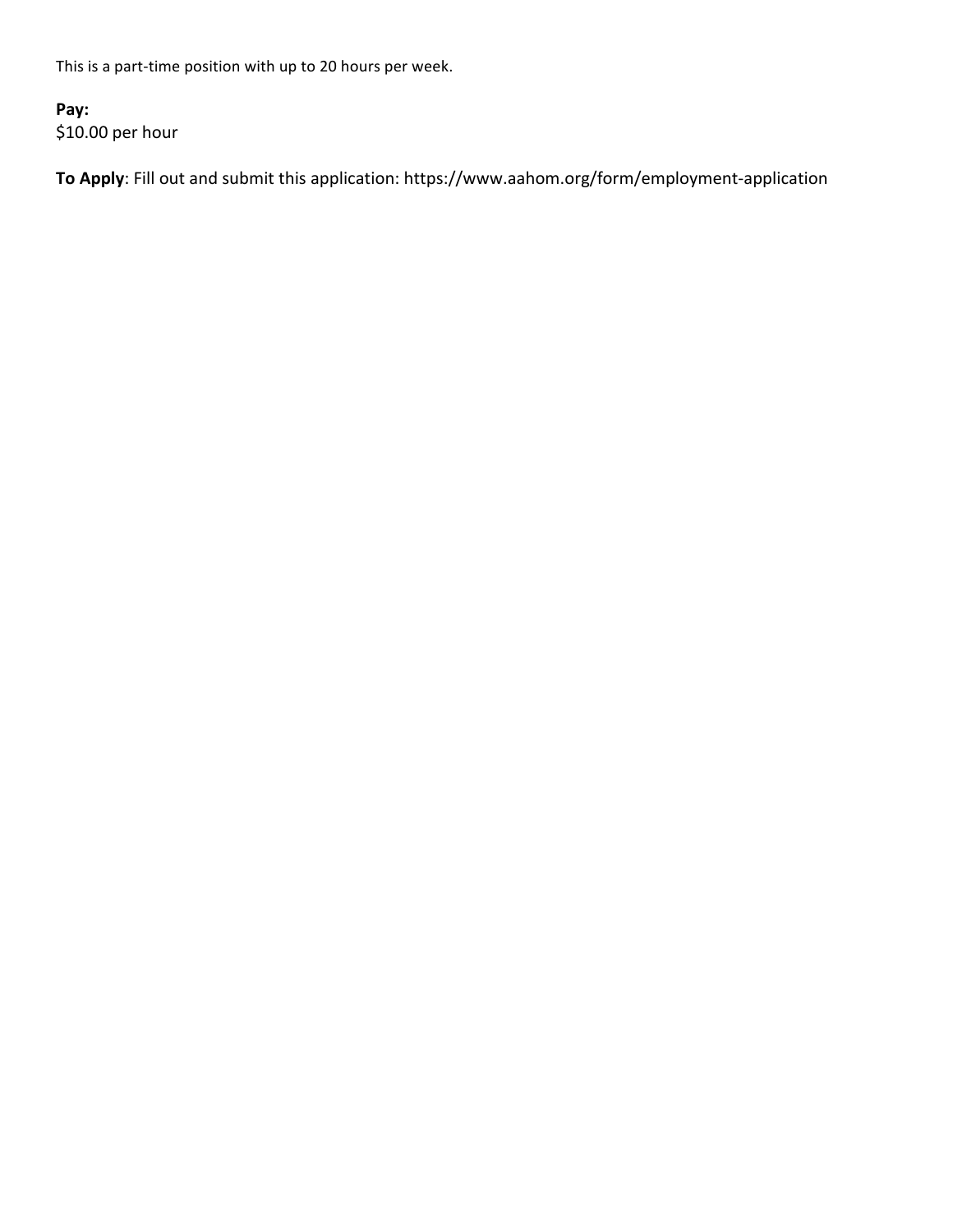This is a part-time position with up to 20 hours per week.

**Pay:**
$10.00 per hour

**To Apply**: Fill out and submit this application: https://www.aahom.org/form/employment-application